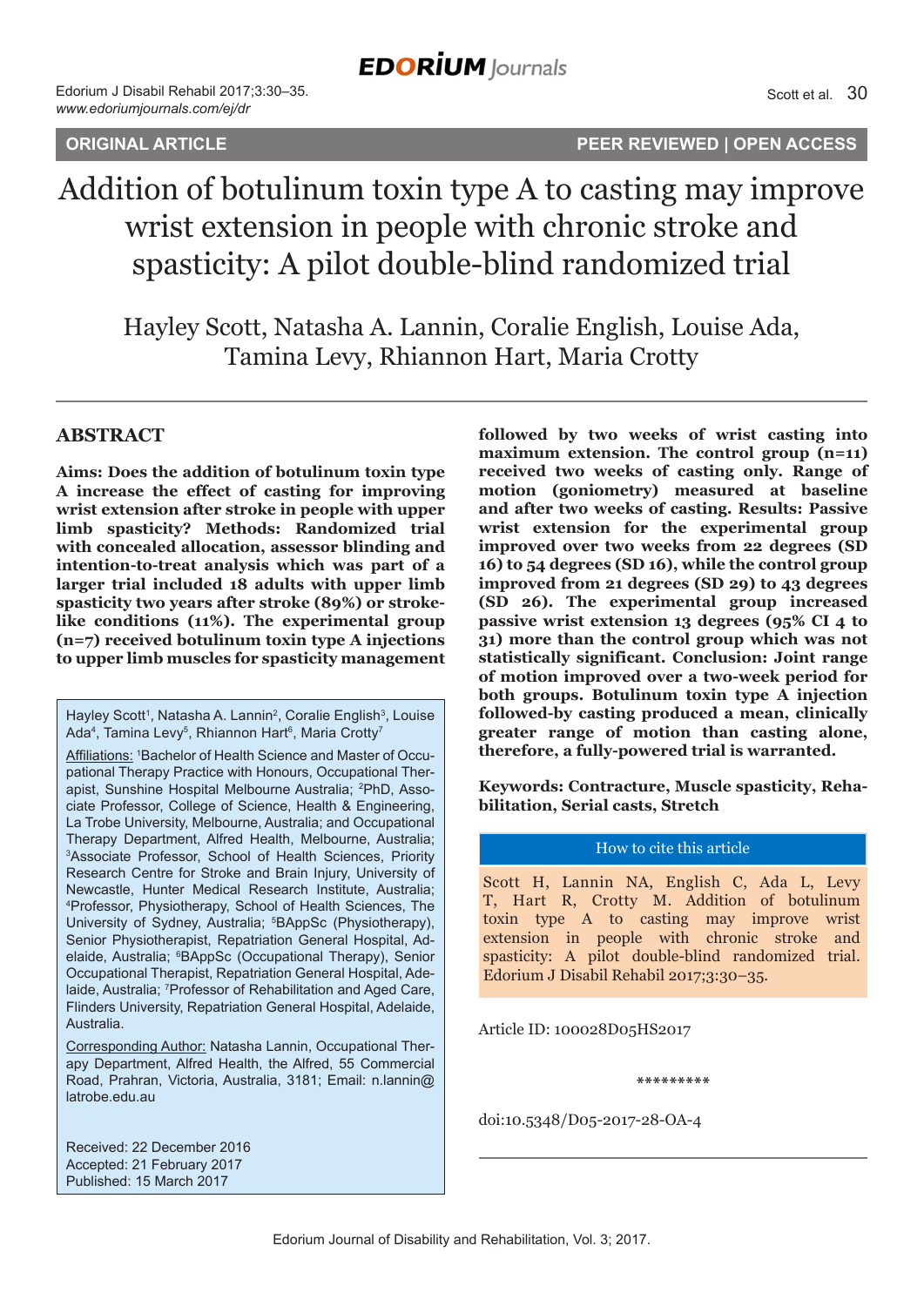ORIGINAL ARTICLE

PEER REVIEWED | OPEN ACCESS

# Addition of botulinum toxin type A to casting may improve wrist extension in people with chronic stroke and spasticity: A pilot double-blind randomized trial

Hayley Scott, Natasha A. Lannin, Coralie English, Louise Ada, Tamina Levy, Rhiannon Hart, Maria Crotty

## ABSTRACT

**Aims: Does the addition of botulinum toxin type A increase the effect of casting for improving wrist extension after stroke in people with upper limb spasticity? Methods: Randomized trial with concealed allocation, assessor blinding and intention-to-treat analysis which was part of a larger trial included 18 adults with upper limb spasticity two years after stroke (89%) or stroke-like conditions (11%). The experimental group (n=7) received botulinum toxin type A injections to upper limb muscles for spasticity management followed by two weeks of wrist casting into maximum extension. The control group (n=11) received two weeks of casting only. Range of motion (goniometry) measured at baseline and after two weeks of casting. Results: Passive wrist extension for the experimental group improved over two weeks from 22 degrees (SD 16) to 54 degrees (SD 16), while the control group improved from 21 degrees (SD 29) to 43 degrees (SD 26). The experimental group increased passive wrist extension 13 degrees (95% CI 4 to 31) more than the control group which was not statistically significant. Conclusion: Joint range of motion improved over a two-week period for both groups. Botulinum toxin type A injection followed-by casting produced a mean, clinically greater range of motion than casting alone, therefore, a fully-powered trial is warranted.**

**Keywords: Contracture, Muscle spasticity, Rehabilitation, Serial casts, Stretch**

Hayley Scott[1], Natasha A. Lannin[2], Coralie English[3], Louise Ada[4], Tamina Levy[5], Rhiannon Hart[6], Maria Crotty[7]

Affiliations: [1]Bachelor of Health Science and Master of Occupational Therapy Practice with Honours, Occupational Therapist, Sunshine Hospital Melbourne Australia; [2]PhD, Associate Professor, College of Science, Health & Engineering, La Trobe University, Melbourne, Australia; and Occupational Therapy Department, Alfred Health, Melbourne, Australia; [3]Associate Professor, School of Health Sciences, Priority Research Centre for Stroke and Brain Injury, University of Newcastle, Hunter Medical Research Institute, Australia; [4]Professor, Physiotherapy, School of Health Sciences, The University of Sydney, Australia; [5]BAppSc (Physiotherapy), Senior Physiotherapist, Repatriation General Hospital, Adelaide, Australia; [6]BAppSc (Occupational Therapy), Senior Occupational Therapist, Repatriation General Hospital, Adelaide, Australia; [7]Professor of Rehabilitation and Aged Care, Flinders University, Repatriation General Hospital, Adelaide, Australia.

Corresponding Author: Natasha Lannin, Occupational Therapy Department, Alfred Health, the Alfred, 55 Commercial Road, Prahran, Victoria, Australia, 3181; Email: n.lannin@latrobe.edu.au

Received: 22 December 2016
Accepted: 21 February 2017
Published: 15 March 2017

**How to cite this article**

Scott H, Lannin NA, English C, Ada L, Levy T, Hart R, Crotty M. Addition of botulinum toxin type A to casting may improve wrist extension in people with chronic stroke and spasticity: A pilot double-blind randomized trial. Edorium J Disabil Rehabil 2017;3:30–35.

Article ID: 100028D05HS2017

*********

doi:10.5348/D05-2017-28-OA-4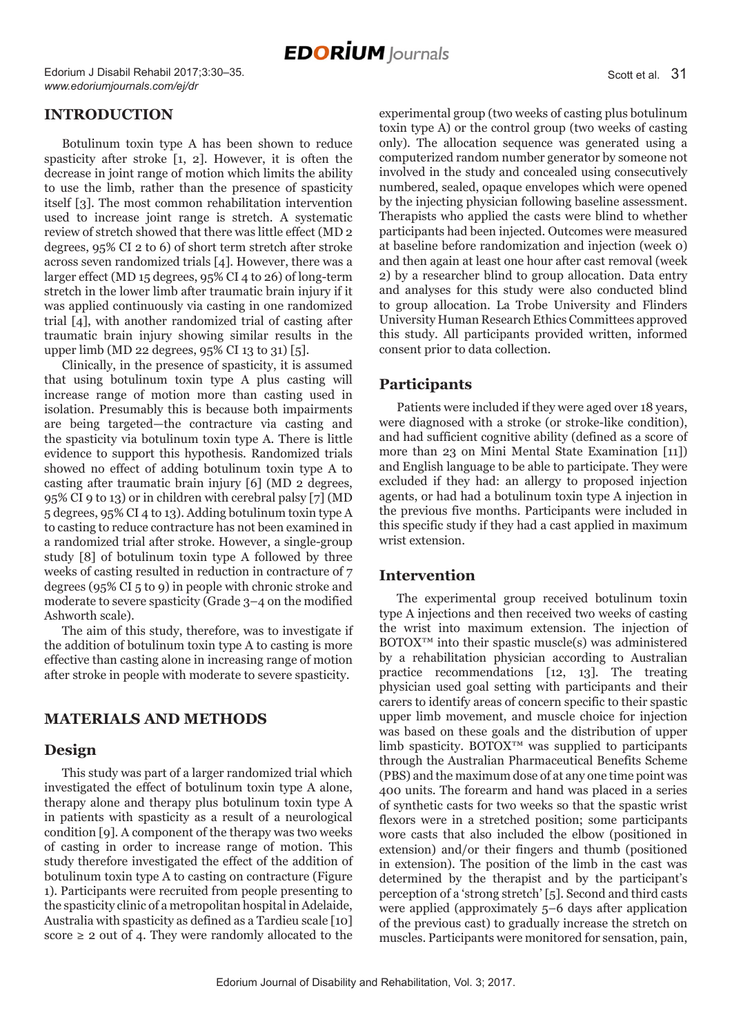## INTRODUCTION

Botulinum toxin type A has been shown to reduce spasticity after stroke [1, 2]. However, it is often the decrease in joint range of motion which limits the ability to use the limb, rather than the presence of spasticity itself [3]. The most common rehabilitation intervention used to increase joint range is stretch. A systematic review of stretch showed that there was little effect (MD 2 degrees, 95% CI 2 to 6) of short term stretch after stroke across seven randomized trials [4]. However, there was a larger effect (MD 15 degrees, 95% CI 4 to 26) of long-term stretch in the lower limb after traumatic brain injury if it was applied continuously via casting in one randomized trial [4], with another randomized trial of casting after traumatic brain injury showing similar results in the upper limb (MD 22 degrees, 95% CI 13 to 31) [5].

Clinically, in the presence of spasticity, it is assumed that using botulinum toxin type A plus casting will increase range of motion more than casting used in isolation. Presumably this is because both impairments are being targeted—the contracture via casting and the spasticity via botulinum toxin type A. There is little evidence to support this hypothesis. Randomized trials showed no effect of adding botulinum toxin type A to casting after traumatic brain injury [6] (MD 2 degrees, 95% CI 9 to 13) or in children with cerebral palsy [7] (MD 5 degrees, 95% CI 4 to 13). Adding botulinum toxin type A to casting to reduce contracture has not been examined in a randomized trial after stroke. However, a single-group study [8] of botulinum toxin type A followed by three weeks of casting resulted in reduction in contracture of 7 degrees (95% CI 5 to 9) in people with chronic stroke and moderate to severe spasticity (Grade 3–4 on the modified Ashworth scale).

The aim of this study, therefore, was to investigate if the addition of botulinum toxin type A to casting is more effective than casting alone in increasing range of motion after stroke in people with moderate to severe spasticity.

## MATERIALS AND METHODS

### Design

This study was part of a larger randomized trial which investigated the effect of botulinum toxin type A alone, therapy alone and therapy plus botulinum toxin type A in patients with spasticity as a result of a neurological condition [9]. A component of the therapy was two weeks of casting in order to increase range of motion. This study therefore investigated the effect of the addition of botulinum toxin type A to casting on contracture (Figure 1). Participants were recruited from people presenting to the spasticity clinic of a metropolitan hospital in Adelaide, Australia with spasticity as defined as a Tardieu scale [10] score ≥ 2 out of 4. They were randomly allocated to the experimental group (two weeks of casting plus botulinum toxin type A) or the control group (two weeks of casting only). The allocation sequence was generated using a computerized random number generator by someone not involved in the study and concealed using consecutively numbered, sealed, opaque envelopes which were opened by the injecting physician following baseline assessment. Therapists who applied the casts were blind to whether participants had been injected. Outcomes were measured at baseline before randomization and injection (week 0) and then again at least one hour after cast removal (week 2) by a researcher blind to group allocation. Data entry and analyses for this study were also conducted blind to group allocation. La Trobe University and Flinders University Human Research Ethics Committees approved this study. All participants provided written, informed consent prior to data collection.

### Participants

Patients were included if they were aged over 18 years, were diagnosed with a stroke (or stroke-like condition), and had sufficient cognitive ability (defined as a score of more than 23 on Mini Mental State Examination [11]) and English language to be able to participate. They were excluded if they had: an allergy to proposed injection agents, or had had a botulinum toxin type A injection in the previous five months. Participants were included in this specific study if they had a cast applied in maximum wrist extension.

### Intervention

The experimental group received botulinum toxin type A injections and then received two weeks of casting the wrist into maximum extension. The injection of BOTOX™ into their spastic muscle(s) was administered by a rehabilitation physician according to Australian practice recommendations [12, 13]. The treating physician used goal setting with participants and their carers to identify areas of concern specific to their spastic upper limb movement, and muscle choice for injection was based on these goals and the distribution of upper limb spasticity. BOTOX™ was supplied to participants through the Australian Pharmaceutical Benefits Scheme (PBS) and the maximum dose of at any one time point was 400 units. The forearm and hand was placed in a series of synthetic casts for two weeks so that the spastic wrist flexors were in a stretched position; some participants wore casts that also included the elbow (positioned in extension) and/or their fingers and thumb (positioned in extension). The position of the limb in the cast was determined by the therapist and by the participant's perception of a 'strong stretch' [5]. Second and third casts were applied (approximately 5–6 days after application of the previous cast) to gradually increase the stretch on muscles. Participants were monitored for sensation, pain,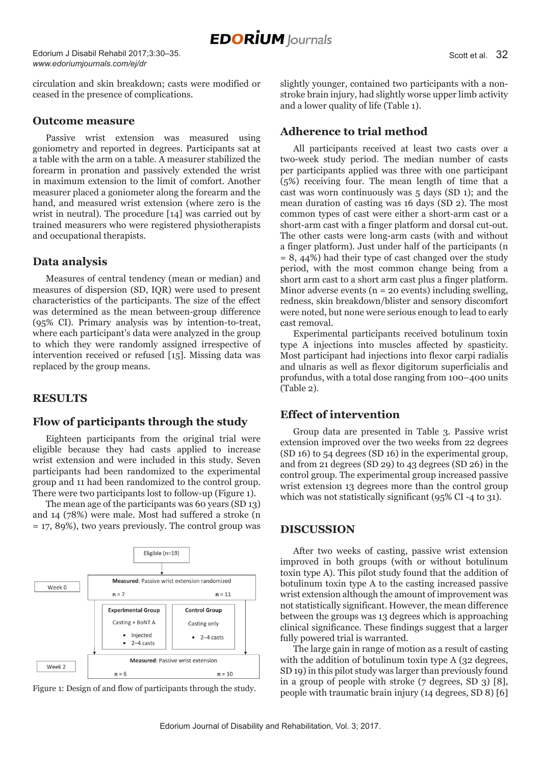circulation and skin breakdown; casts were modified or ceased in the presence of complications.

## Outcome measure

Passive wrist extension was measured using goniometry and reported in degrees. Participants sat at a table with the arm on a table. A measurer stabilized the forearm in pronation and passively extended the wrist in maximum extension to the limit of comfort. Another measurer placed a goniometer along the forearm and the hand, and measured wrist extension (where zero is the wrist in neutral). The procedure [14] was carried out by trained measurers who were registered physiotherapists and occupational therapists.

## Data analysis

Measures of central tendency (mean or median) and measures of dispersion (SD, IQR) were used to present characteristics of the participants. The size of the effect was determined as the mean between-group difference (95% CI). Primary analysis was by intention-to-treat, where each participant's data were analyzed in the group to which they were randomly assigned irrespective of intervention received or refused [15]. Missing data was replaced by the group means.

# RESULTS

## Flow of participants through the study

Eighteen participants from the original trial were eligible because they had casts applied to increase wrist extension and were included in this study. Seven participants had been randomized to the experimental group and 11 had been randomized to the control group. There were two participants lost to follow-up (Figure 1).

The mean age of the participants was 60 years (SD 13) and 14 (78%) were male. Most had suffered a stroke (n = 17, 89%), two years previously. The control group was slightly younger, contained two participants with a non-stroke brain injury, had slightly worse upper limb activity and a lower quality of life (Table 1).

Eligible (n=19)

Week 0 — Measured: Passive wrist extension randomized; n = 7, n = 11

Experimental Group: Casting + BoNT A
- Injected
- 2–4 casts

Control Group: Casting only
- 2–4 casts

Week 2 — Measured: Passive wrist extension; n = 6, n = 10

Figure 1: Design of and flow of participants through the study.

## Adherence to trial method

All participants received at least two casts over a two-week study period. The median number of casts per participants applied was three with one participant (5%) receiving four. The mean length of time that a cast was worn continuously was 5 days (SD 1); and the mean duration of casting was 16 days (SD 2). The most common types of cast were either a short-arm cast or a short-arm cast with a finger platform and dorsal cut-out. The other casts were long-arm casts (with and without a finger platform). Just under half of the participants (n = 8, 44%) had their type of cast changed over the study period, with the most common change being from a short arm cast to a short arm cast plus a finger platform. Minor adverse events (n = 20 events) including swelling, redness, skin breakdown/blister and sensory discomfort were noted, but none were serious enough to lead to early cast removal.

Experimental participants received botulinum toxin type A injections into muscles affected by spasticity. Most participant had injections into flexor carpi radialis and ulnaris as well as flexor digitorum superficialis and profundus, with a total dose ranging from 100–400 units (Table 2).

## Effect of intervention

Group data are presented in Table 3. Passive wrist extension improved over the two weeks from 22 degrees (SD 16) to 54 degrees (SD 16) in the experimental group, and from 21 degrees (SD 29) to 43 degrees (SD 26) in the control group. The experimental group increased passive wrist extension 13 degrees more than the control group which was not statistically significant (95% CI -4 to 31).

# DISCUSSION

After two weeks of casting, passive wrist extension improved in both groups (with or without botulinum toxin type A). This pilot study found that the addition of botulinum toxin type A to the casting increased passive wrist extension although the amount of improvement was not statistically significant. However, the mean difference between the groups was 13 degrees which is approaching clinical significance. These findings suggest that a larger fully powered trial is warranted.

The large gain in range of motion as a result of casting with the addition of botulinum toxin type A (32 degrees, SD 19) in this pilot study was larger than previously found in a group of people with stroke (7 degrees, SD 3) [8], people with traumatic brain injury (14 degrees, SD 8) [6]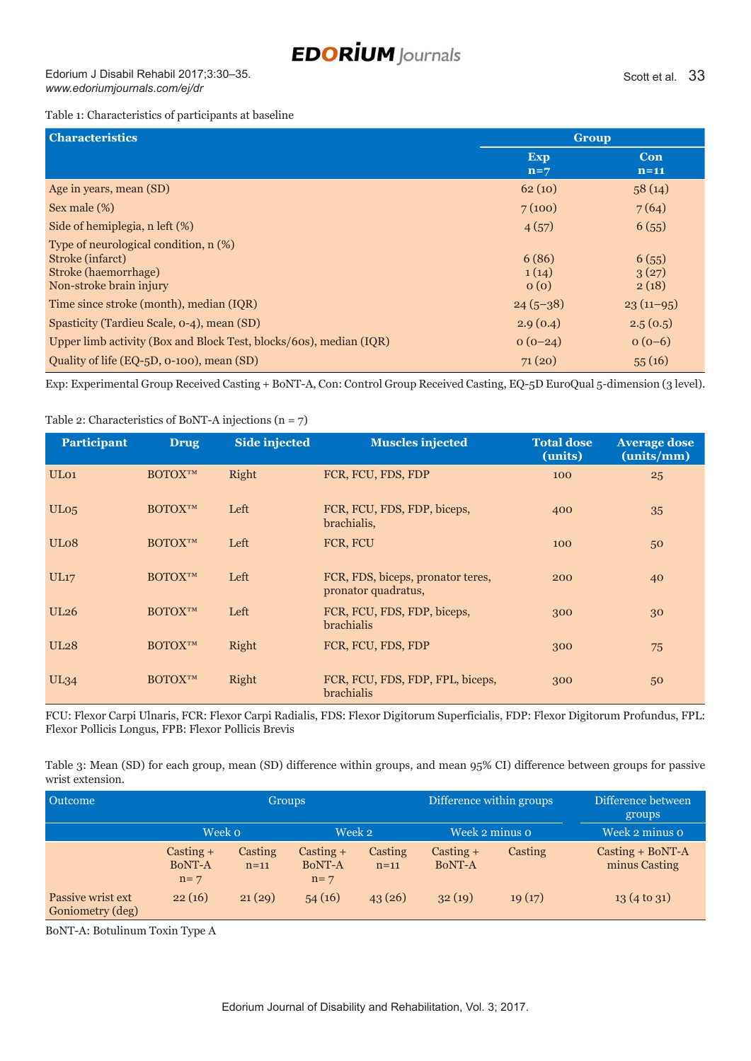Table 1: Characteristics of participants at baseline

| Characteristics | Group | |
|---|---|---|
| | Exp n=7 | Con n=11 |
| Age in years, mean (SD) | 62 (10) | 58 (14) |
| Sex male (%) | 7 (100) | 7 (64) |
| Side of hemiplegia, n left (%) | 4 (57) | 6 (55) |
| Type of neurological condition, n (%) | | |
| Stroke (infarct) | 6 (86) | 6 (55) |
| Stroke (haemorrhage) | 1 (14) | 3 (27) |
| Non-stroke brain injury | 0 (0) | 2 (18) |
| Time since stroke (month), median (IQR) | 24 (5–38) | 23 (11–95) |
| Spasticity (Tardieu Scale, 0-4), mean (SD) | 2.9 (0.4) | 2.5 (0.5) |
| Upper limb activity (Box and Block Test, blocks/60s), median (IQR) | 0 (0–24) | 0 (0–6) |
| Quality of life (EQ-5D, 0-100), mean (SD) | 71 (20) | 55 (16) |

Exp: Experimental Group Received Casting + BoNT-A, Con: Control Group Received Casting, EQ-5D EuroQual 5-dimension (3 level).

Table 2: Characteristics of BoNT-A injections (n = 7)

| Participant | Drug | Side injected | Muscles injected | Total dose (units) | Average dose (units/mm) |
|---|---|---|---|---|---|
| UL01 | BOTOX™ | Right | FCR, FCU, FDS, FDP | 100 | 25 |
| UL05 | BOTOX™ | Left | FCR, FCU, FDS, FDP, biceps, brachialis, | 400 | 35 |
| UL08 | BOTOX™ | Left | FCR, FCU | 100 | 50 |
| UL17 | BOTOX™ | Left | FCR, FDS, biceps, pronator teres, pronator quadratus, | 200 | 40 |
| UL26 | BOTOX™ | Left | FCR, FCU, FDS, FDP, biceps, brachialis | 300 | 30 |
| UL28 | BOTOX™ | Right | FCR, FCU, FDS, FDP | 300 | 75 |
| UL34 | BOTOX™ | Right | FCR, FCU, FDS, FDP, FPL, biceps, brachialis | 300 | 50 |

FCU: Flexor Carpi Ulnaris, FCR: Flexor Carpi Radialis, FDS: Flexor Digitorum Superficialis, FDP: Flexor Digitorum Profundus, FPL: Flexor Pollicis Longus, FPB: Flexor Pollicis Brevis

Table 3: Mean (SD) for each group, mean (SD) difference within groups, and mean 95% CI) difference between groups for passive wrist extension.

| Outcome | Groups | | | | Difference within groups | | Difference between groups |
|---|---|---|---|---|---|---|---|
| | Week 0 | | Week 2 | | Week 2 minus 0 | | Week 2 minus 0 |
| | Casting + BoNT-A n= 7 | Casting n=11 | Casting + BoNT-A n= 7 | Casting n=11 | Casting + BoNT-A | Casting | Casting + BoNT-A minus Casting |
| Passive wrist ext Goniometry (deg) | 22 (16) | 21 (29) | 54 (16) | 43 (26) | 32 (19) | 19 (17) | 13 (4 to 31) |

BoNT-A: Botulinum Toxin Type A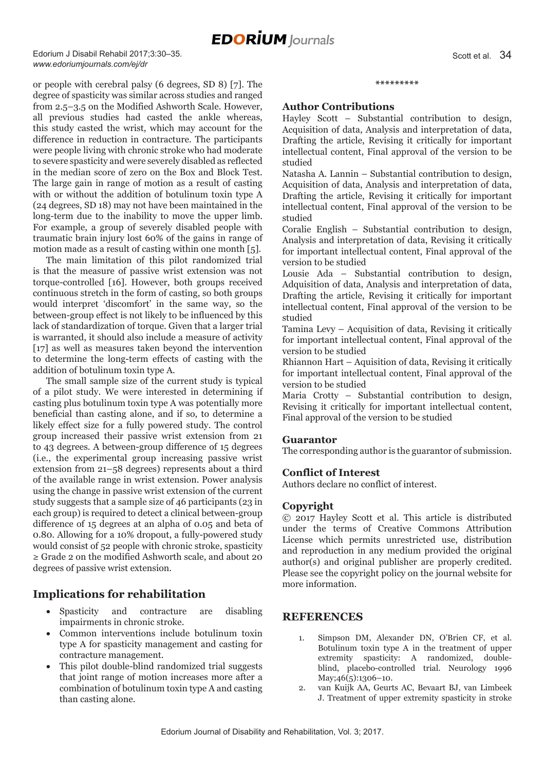or people with cerebral palsy (6 degrees, SD 8) [7]. The degree of spasticity was similar across studies and ranged from 2.5–3.5 on the Modified Ashworth Scale. However, all previous studies had casted the ankle whereas, this study casted the wrist, which may account for the difference in reduction in contracture. The participants were people living with chronic stroke who had moderate to severe spasticity and were severely disabled as reflected in the median score of zero on the Box and Block Test. The large gain in range of motion as a result of casting with or without the addition of botulinum toxin type A (24 degrees, SD 18) may not have been maintained in the long-term due to the inability to move the upper limb. For example, a group of severely disabled people with traumatic brain injury lost 60% of the gains in range of motion made as a result of casting within one month [5].

The main limitation of this pilot randomized trial is that the measure of passive wrist extension was not torque-controlled [16]. However, both groups received continuous stretch in the form of casting, so both groups would interpret 'discomfort' in the same way, so the between-group effect is not likely to be influenced by this lack of standardization of torque. Given that a larger trial is warranted, it should also include a measure of activity [17] as well as measures taken beyond the intervention to determine the long-term effects of casting with the addition of botulinum toxin type A.

The small sample size of the current study is typical of a pilot study. We were interested in determining if casting plus botulinum toxin type A was potentially more beneficial than casting alone, and if so, to determine a likely effect size for a fully powered study. The control group increased their passive wrist extension from 21 to 43 degrees. A between-group difference of 15 degrees (i.e., the experimental group increasing passive wrist extension from 21–58 degrees) represents about a third of the available range in wrist extension. Power analysis using the change in passive wrist extension of the current study suggests that a sample size of 46 participants (23 in each group) is required to detect a clinical between-group difference of 15 degrees at an alpha of 0.05 and beta of 0.80. Allowing for a 10% dropout, a fully-powered study would consist of 52 people with chronic stroke, spasticity ≥ Grade 2 on the modified Ashworth scale, and about 20 degrees of passive wrist extension.

## Implications for rehabilitation

- Spasticity and contracture are disabling impairments in chronic stroke.
- Common interventions include botulinum toxin type A for spasticity management and casting for contracture management.
- This pilot double-blind randomized trial suggests that joint range of motion increases more after a combination of botulinum toxin type A and casting than casting alone.

*********

### Author Contributions

Hayley Scott – Substantial contribution to design, Acquisition of data, Analysis and interpretation of data, Drafting the article, Revising it critically for important intellectual content, Final approval of the version to be studied

Natasha A. Lannin – Substantial contribution to design, Acquisition of data, Analysis and interpretation of data, Drafting the article, Revising it critically for important intellectual content, Final approval of the version to be studied

Coralie English – Substantial contribution to design, Analysis and interpretation of data, Revising it critically for important intellectual content, Final approval of the version to be studied

Lousie Ada – Substantial contribution to design, Adquisition of data, Analysis and interpretation of data, Drafting the article, Revising it critically for important intellectual content, Final approval of the version to be studied

Tamina Levy – Acquisition of data, Revising it critically for important intellectual content, Final approval of the version to be studied

Rhiannon Hart – Aquisition of data, Revising it critically for important intellectual content, Final approval of the version to be studied

Maria Crotty – Substantial contribution to design, Revising it critically for important intellectual content, Final approval of the version to be studied

### Guarantor

The corresponding author is the guarantor of submission.

### Conflict of Interest

Authors declare no conflict of interest.

### Copyright

© 2017 Hayley Scott et al. This article is distributed under the terms of Creative Commons Attribution License which permits unrestricted use, distribution and reproduction in any medium provided the original author(s) and original publisher are properly credited. Please see the copyright policy on the journal website for more information.

## REFERENCES

1. Simpson DM, Alexander DN, O'Brien CF, et al. Botulinum toxin type A in the treatment of upper extremity spasticity: A randomized, double-blind, placebo-controlled trial. Neurology 1996 May;46(5):1306–10.
2. van Kuijk AA, Geurts AC, Bevaart BJ, van Limbeek J. Treatment of upper extremity spasticity in stroke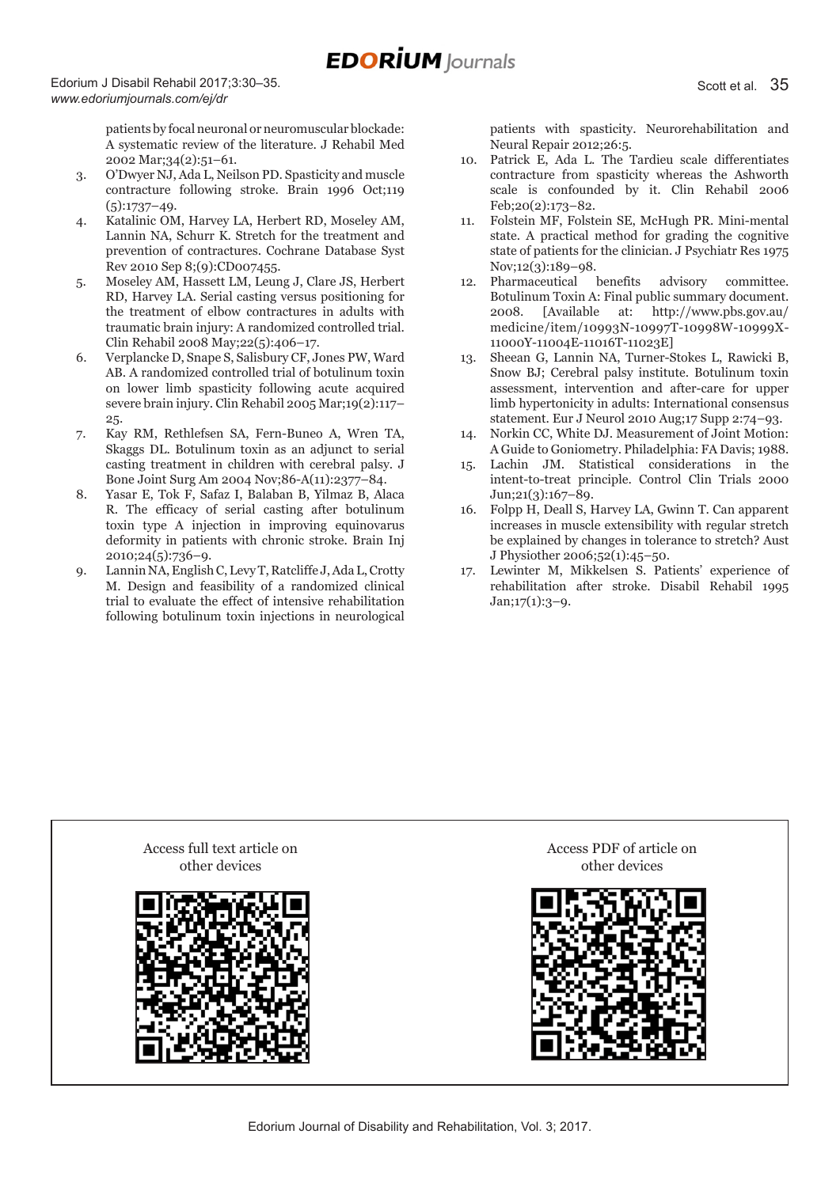patients by focal neuronal or neuromuscular blockade: A systematic review of the literature. J Rehabil Med 2002 Mar;34(2):51–61.

3. O'Dwyer NJ, Ada L, Neilson PD. Spasticity and muscle contracture following stroke. Brain 1996 Oct;119 (5):1737–49.
4. Katalinic OM, Harvey LA, Herbert RD, Moseley AM, Lannin NA, Schurr K. Stretch for the treatment and prevention of contractures. Cochrane Database Syst Rev 2010 Sep 8;(9):CD007455.
5. Moseley AM, Hassett LM, Leung J, Clare JS, Herbert RD, Harvey LA. Serial casting versus positioning for the treatment of elbow contractures in adults with traumatic brain injury: A randomized controlled trial. Clin Rehabil 2008 May;22(5):406–17.
6. Verplancke D, Snape S, Salisbury CF, Jones PW, Ward AB. A randomized controlled trial of botulinum toxin on lower limb spasticity following acute acquired severe brain injury. Clin Rehabil 2005 Mar;19(2):117–25.
7. Kay RM, Rethlefsen SA, Fern-Buneo A, Wren TA, Skaggs DL. Botulinum toxin as an adjunct to serial casting treatment in children with cerebral palsy. J Bone Joint Surg Am 2004 Nov;86-A(11):2377–84.
8. Yasar E, Tok F, Safaz I, Balaban B, Yilmaz B, Alaca R. The efficacy of serial casting after botulinum toxin type A injection in improving equinovarus deformity in patients with chronic stroke. Brain Inj 2010;24(5):736–9.
9. Lannin NA, English C, Levy T, Ratcliffe J, Ada L, Crotty M. Design and feasibility of a randomized clinical trial to evaluate the effect of intensive rehabilitation following botulinum toxin injections in neurological patients with spasticity. Neurorehabilitation and Neural Repair 2012;26:5.
10. Patrick E, Ada L. The Tardieu scale differentiates contracture from spasticity whereas the Ashworth scale is confounded by it. Clin Rehabil 2006 Feb;20(2):173–82.
11. Folstein MF, Folstein SE, McHugh PR. Mini-mental state. A practical method for grading the cognitive state of patients for the clinician. J Psychiatr Res 1975 Nov;12(3):189–98.
12. Pharmaceutical benefits advisory committee. Botulinum Toxin A: Final public summary document. 2008. [Available at: http://www.pbs.gov.au/medicine/item/10993N-10997T-10998W-10999X-11000Y-11004E-11016T-11023E]
13. Sheean G, Lannin NA, Turner-Stokes L, Rawicki B, Snow BJ; Cerebral palsy institute. Botulinum toxin assessment, intervention and after-care for upper limb hypertonicity in adults: International consensus statement. Eur J Neurol 2010 Aug;17 Supp 2:74–93.
14. Norkin CC, White DJ. Measurement of Joint Motion: A Guide to Goniometry. Philadelphia: FA Davis; 1988.
15. Lachin JM. Statistical considerations in the intent-to-treat principle. Control Clin Trials 2000 Jun;21(3):167–89.
16. Folpp H, Deall S, Harvey LA, Gwinn T. Can apparent increases in muscle extensibility with regular stretch be explained by changes in tolerance to stretch? Aust J Physiother 2006;52(1):45–50.
17. Lewinter M, Mikkelsen S. Patients' experience of rehabilitation after stroke. Disabil Rehabil 1995 Jan;17(1):3–9.

Access full text article on other devices

Access PDF of article on other devices